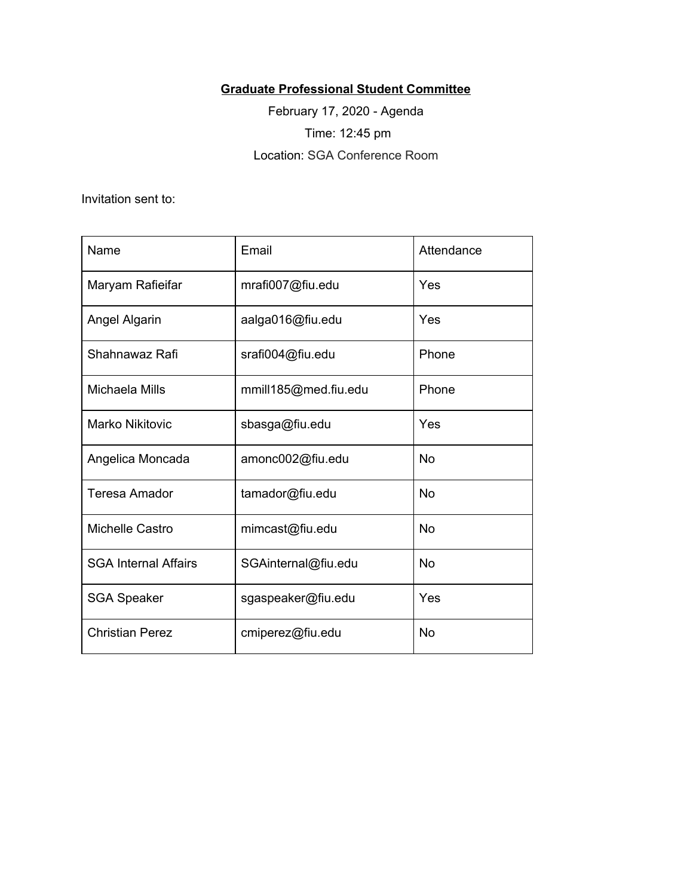**<u>Graduate Professional Student Committee</u>**

February 17, 2020 - Agenda

Time: 12:45 pm

Location: SGA Conference Room

Invitation sent to:

| Name | Email | Attendance |
| --- | --- | --- |
| Maryam Rafieifar | mrafi007@fiu.edu | Yes |
| Angel Algarin | aalga016@fiu.edu | Yes |
| Shahnawaz Rafi | srafi004@fiu.edu | Phone |
| Michaela Mills | mmill185@med.fiu.edu | Phone |
| Marko Nikitovic | sbasga@fiu.edu | Yes |
| Angelica Moncada | amonc002@fiu.edu | No |
| Teresa Amador | tamador@fiu.edu | No |
| Michelle Castro | mimcast@fiu.edu | No |
| SGA Internal Affairs | SGAinternal@fiu.edu | No |
| SGA Speaker | sgaspeaker@fiu.edu | Yes |
| Christian Perez | cmiperez@fiu.edu | No |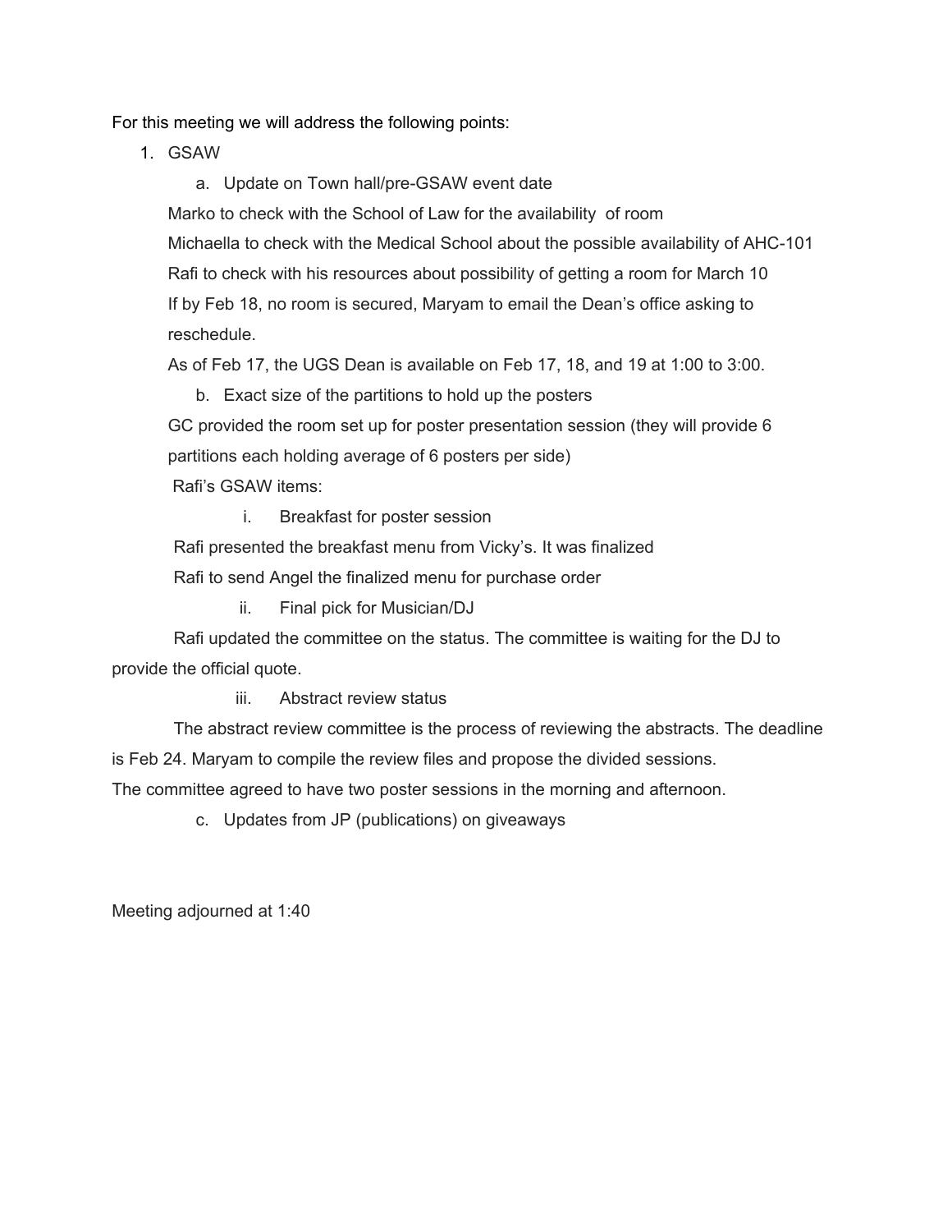For this meeting we will address the following points:

1. GSAW
   a. Update on Town hall/pre-GSAW event date

   Marko to check with the School of Law for the availability of room

   Michaella to check with the Medical School about the possible availability of AHC-101

   Rafi to check with his resources about possibility of getting a room for March 10

   If by Feb 18, no room is secured, Maryam to email the Dean's office asking to reschedule.

   As of Feb 17, the UGS Dean is available on Feb 17, 18, and 19 at 1:00 to 3:00.

   b. Exact size of the partitions to hold up the posters

   GC provided the room set up for poster presentation session (they will provide 6 partitions each holding average of 6 posters per side)

   Rafi's GSAW items:

      i. Breakfast for poster session

   Rafi presented the breakfast menu from Vicky's. It was finalized

   Rafi to send Angel the finalized menu for purchase order

      ii. Final pick for Musician/DJ

   Rafi updated the committee on the status. The committee is waiting for the DJ to provide the official quote.

      iii. Abstract review status

   The abstract review committee is the process of reviewing the abstracts. The deadline is Feb 24. Maryam to compile the review files and propose the divided sessions.

   The committee agreed to have two poster sessions in the morning and afternoon.

   c. Updates from JP (publications) on giveaways

Meeting adjourned at 1:40